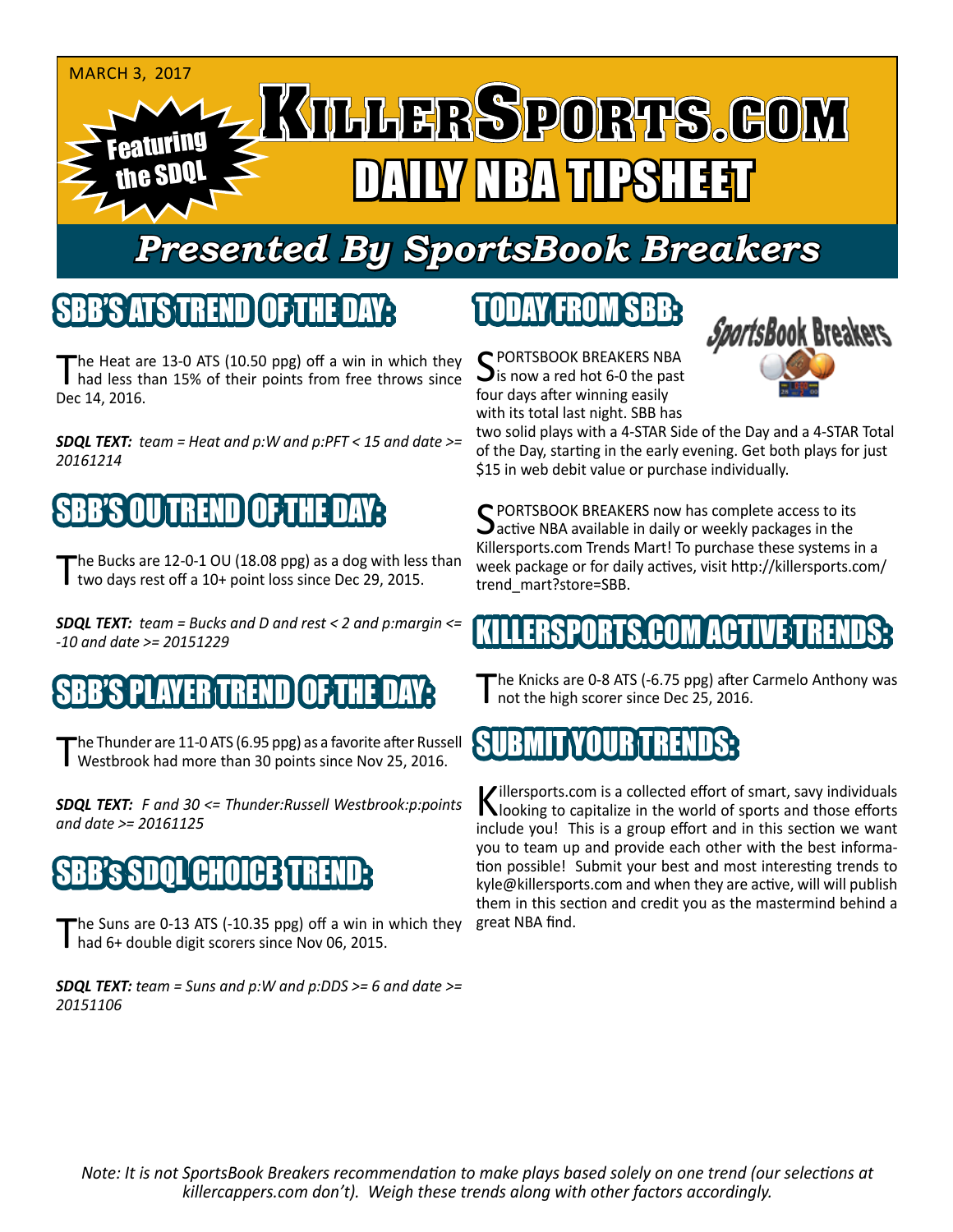MARCH 3, 2017

Featuring the SDQL

# KillerSports.com

# DAILY NBA TIPSHEET

## *Presented By SportsBook Breakers*

## SBB'S ATS TREND OF THE DAY:

The Heat are 13-0 ATS (10.50 ppg) off a win in which they had less than 15% of their points from free throws since Dec 14, 2016.

***SDQL TEXT:*** *team = Heat and p:W and p:PFT < 15 and date >= 20161214*

## SBB'S OU TREND OF THE DAY:

The Bucks are 12-0-1 OU (18.08 ppg) as a dog with less than two days rest off a 10+ point loss since Dec 29, 2015.

***SDQL TEXT:*** *team = Bucks and D and rest < 2 and p:margin <= -10 and date >= 20151229*

## SBB'S PLAYER TREND OF THE DAY:

The Thunder are 11-0 ATS (6.95 ppg) as a favorite after Russell Westbrook had more than 30 points since Nov 25, 2016.

***SDQL TEXT:*** *F and 30 <= Thunder:Russell Westbrook:p:points and date >= 20161125*

## SBB's SDQL CHOICE TREND:

The Suns are 0-13 ATS (-10.35 ppg) off a win in which they had 6+ double digit scorers since Nov 06, 2015.

***SDQL TEXT:*** *team = Suns and p:W and p:DDS >= 6 and date >= 20151106*

## TODAY FROM SBB:

SPORTSBOOK BREAKERS NBA is now a red hot 6-0 the past four days after winning easily with its total last night. SBB has two solid plays with a 4-STAR Side of the Day and a 4-STAR Total of the Day, starting in the early evening. Get both plays for just $15 in web debit value or purchase individually.

SPORTSBOOK BREAKERS now has complete access to its active NBA available in daily or weekly packages in the Killersports.com Trends Mart! To purchase these systems in a week package or for daily actives, visit http://killersports.com/trend_mart?store=SBB.

## KILLERSPORTS.COM ACTIVE TRENDS:

The Knicks are 0-8 ATS (-6.75 ppg) after Carmelo Anthony was not the high scorer since Dec 25, 2016.

## SUBMIT YOUR TRENDS:

Killersports.com is a collected effort of smart, savy individuals looking to capitalize in the world of sports and those efforts include you! This is a group effort and in this section we want you to team up and provide each other with the best information possible! Submit your best and most interesting trends to kyle@killersports.com and when they are active, will will publish them in this section and credit you as the mastermind behind a great NBA find.

*Note: It is not SportsBook Breakers recommendation to make plays based solely on one trend (our selections at killercappers.com don't). Weigh these trends along with other factors accordingly.*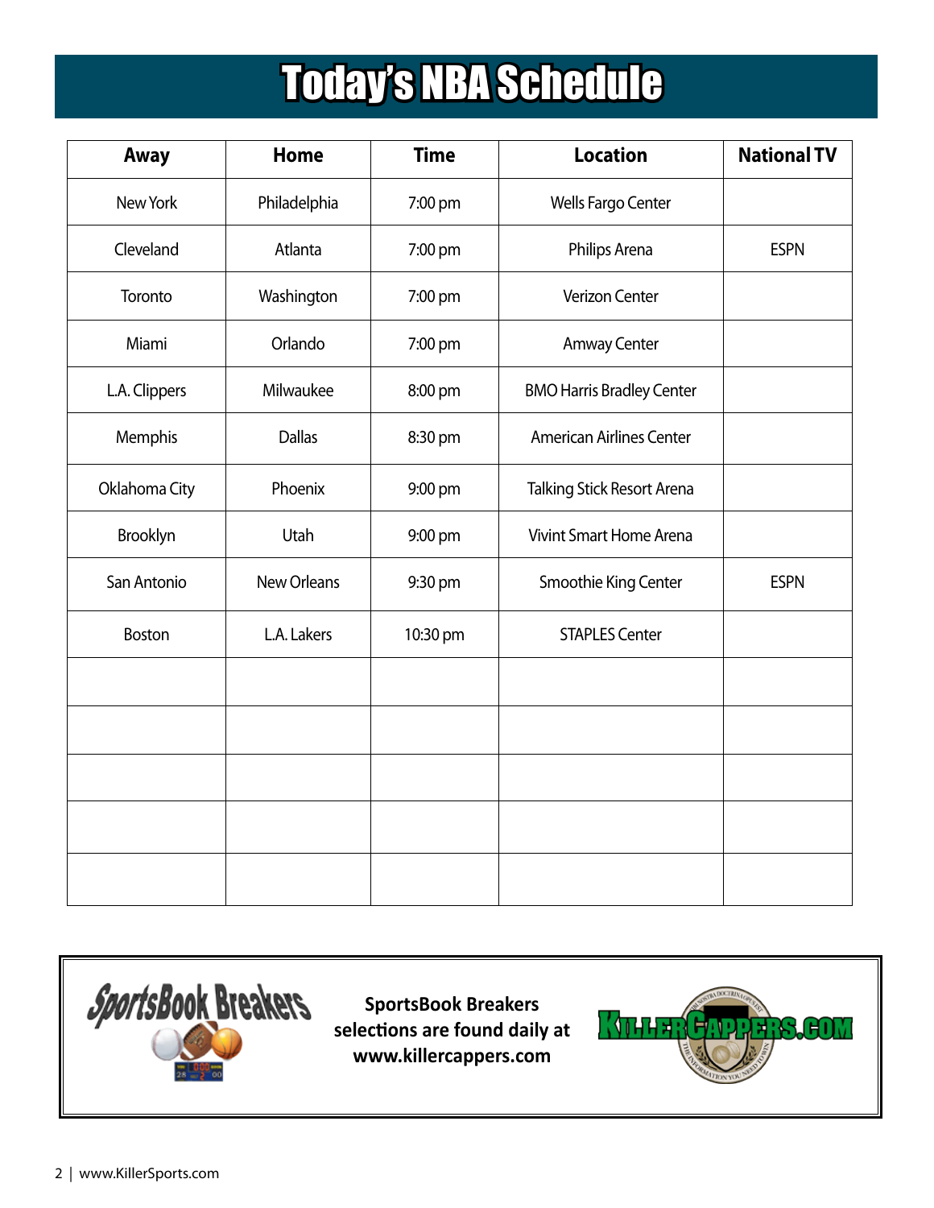# Today's NBA Schedule

| Away | Home | Time | Location | National TV |
|---|---|---|---|---|
| New York | Philadelphia | 7:00 pm | Wells Fargo Center | |
| Cleveland | Atlanta | 7:00 pm | Philips Arena | ESPN |
| Toronto | Washington | 7:00 pm | Verizon Center | |
| Miami | Orlando | 7:00 pm | Amway Center | |
| L.A. Clippers | Milwaukee | 8:00 pm | BMO Harris Bradley Center | |
| Memphis | Dallas | 8:30 pm | American Airlines Center | |
| Oklahoma City | Phoenix | 9:00 pm | Talking Stick Resort Arena | |
| Brooklyn | Utah | 9:00 pm | Vivint Smart Home Arena | |
| San Antonio | New Orleans | 9:30 pm | Smoothie King Center | ESPN |
| Boston | L.A. Lakers | 10:30 pm | STAPLES Center | |
| | | | | |
| | | | | |
| | | | | |
| | | | | |
| | | | | |

SportsBook Breakers

**SportsBook Breakers selections are found daily at www.killercappers.com**

KILLERCAPPERS.COM